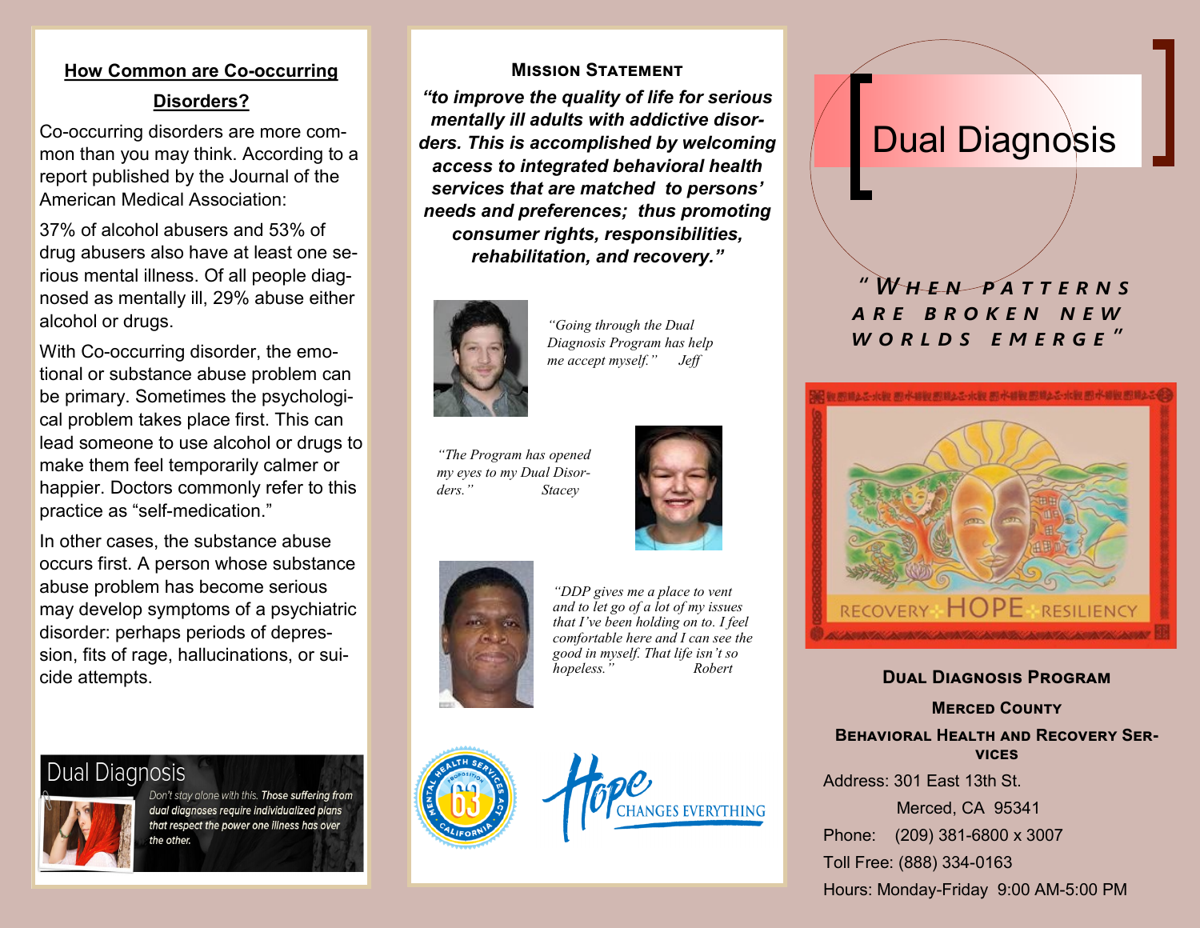## How Common are Co-occurring Disorders?

Co-occurring disorders are more common than you may think. According to a report published by the Journal of the American Medical Association:

37% of alcohol abusers and 53% of drug abusers also have at least one serious mental illness. Of all people diagnosed as mentally ill, 29% abuse either alcohol or drugs.

With Co-occurring disorder, the emotional or substance abuse problem can be primary. Sometimes the psychological problem takes place first. This can lead someone to use alcohol or drugs to make them feel temporarily calmer or happier. Doctors commonly refer to this practice as "self-medication."

In other cases, the substance abuse occurs first. A person whose substance abuse problem has become serious may develop symptoms of a psychiatric disorder: perhaps periods of depression, fits of rage, hallucinations, or suicide attempts.

**Dual Diagnosis**

*Don't stay alone with this. Those suffering from dual diagnoses require individualized plans that respect the power one illness has over the other.*

## Mission Statement

***"to improve the quality of life for serious mentally ill adults with addictive disorders. This is accomplished by welcoming access to integrated behavioral health services that are matched to persons' needs and preferences; thus promoting consumer rights, responsibilities, rehabilitation, and recovery."***

*"Going through the Dual Diagnosis Program has help me accept myself."* Jeff

*"The Program has opened my eyes to my Dual Disorders."* Stacey

*"DDP gives me a place to vent and to let go of a lot of my issues that I've been holding on to. I feel comfortable here and I can see the good in myself. That life isn't so hopeless."* Robert

Mental Health Services Act — Proposition 63 — California

Hope CHANGES EVERYTHING

# Dual Diagnosis

***"When patterns are broken new worlds emerge"***

RECOVERY · HOPE · RESILIENCY

**Dual Diagnosis Program**

**Merced County**

**Behavioral Health and Recovery Services**

Address: 301 East 13th St.
Merced, CA 95341

Phone: (209) 381-6800 x 3007

Toll Free: (888) 334-0163

Hours: Monday-Friday 9:00 AM-5:00 PM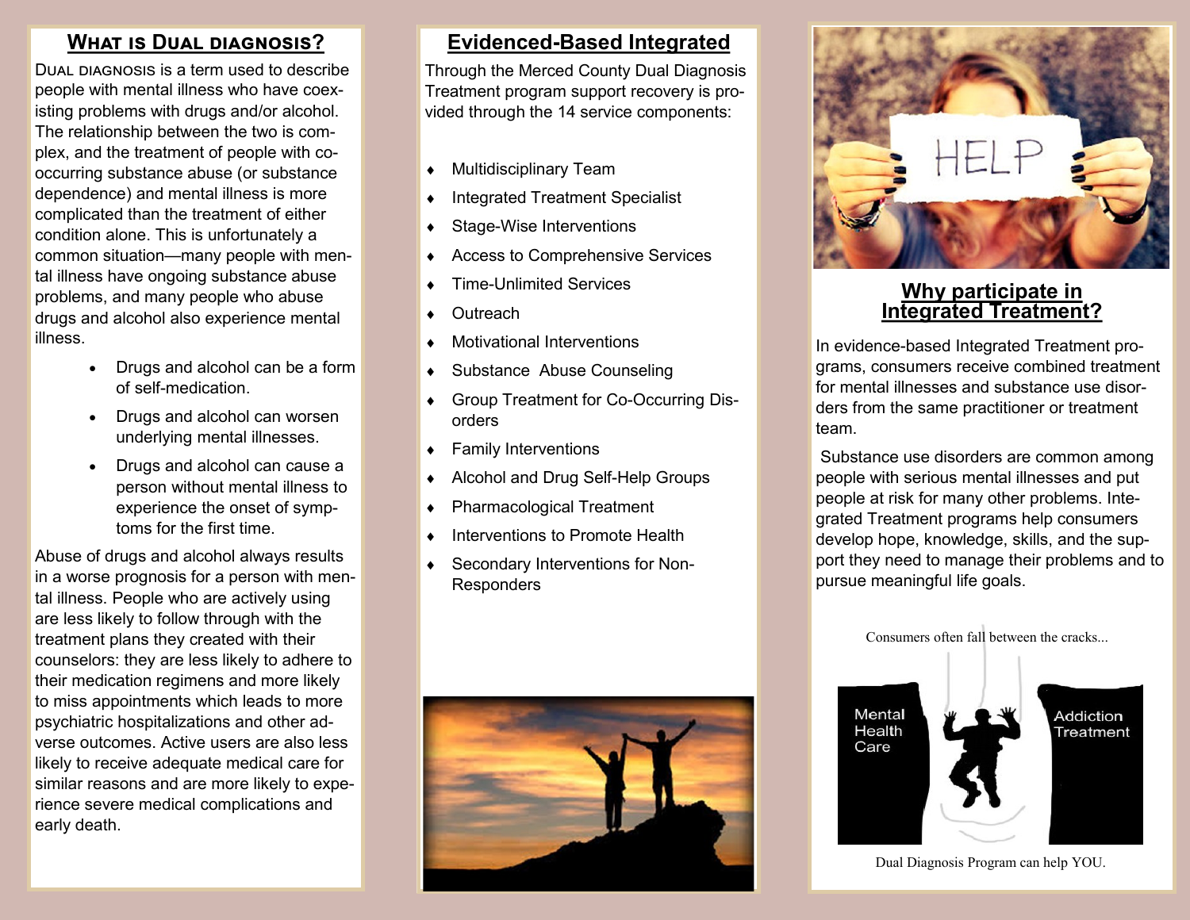## What is Dual diagnosis?

Dual diagnosis is a term used to describe people with mental illness who have coexisting problems with drugs and/or alcohol. The relationship between the two is complex, and the treatment of people with co-occurring substance abuse (or substance dependence) and mental illness is more complicated than the treatment of either condition alone. This is unfortunately a common situation—many people with mental illness have ongoing substance abuse problems, and many people who abuse drugs and alcohol also experience mental illness.

- Drugs and alcohol can be a form of self-medication.
- Drugs and alcohol can worsen underlying mental illnesses.
- Drugs and alcohol can cause a person without mental illness to experience the onset of symptoms for the first time.

Abuse of drugs and alcohol always results in a worse prognosis for a person with mental illness. People who are actively using are less likely to follow through with the treatment plans they created with their counselors: they are less likely to adhere to their medication regimens and more likely to miss appointments which leads to more psychiatric hospitalizations and other adverse outcomes. Active users are also less likely to receive adequate medical care for similar reasons and are more likely to experience severe medical complications and early death.

## Evidenced-Based Integrated

Through the Merced County Dual Diagnosis Treatment program support recovery is provided through the 14 service components:

- Multidisciplinary Team
- Integrated Treatment Specialist
- Stage-Wise Interventions
- Access to Comprehensive Services
- Time-Unlimited Services
- Outreach
- Motivational Interventions
- Substance Abuse Counseling
- Group Treatment for Co-Occurring Disorders
- Family Interventions
- Alcohol and Drug Self-Help Groups
- Pharmacological Treatment
- Interventions to Promote Health
- Secondary Interventions for Non-Responders

## Why participate in Integrated Treatment?

In evidence-based Integrated Treatment programs, consumers receive combined treatment for mental illnesses and substance use disorders from the same practitioner or treatment team.

Substance use disorders are common among people with serious mental illnesses and put people at risk for many other problems. Integrated Treatment programs help consumers develop hope, knowledge, skills, and the support they need to manage their problems and to pursue meaningful life goals.

Consumers often fall between the cracks...

Mental Health Care

Addiction Treatment

Dual Diagnosis Program can help YOU.